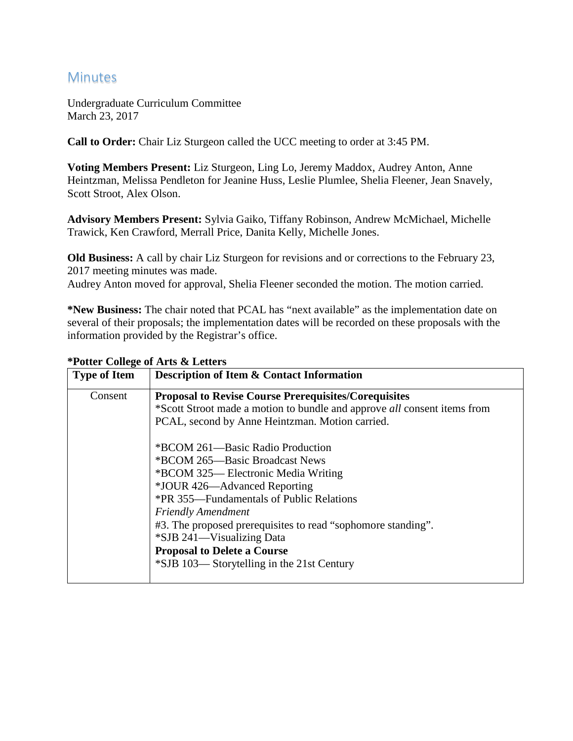# Minutes

Undergraduate Curriculum Committee
March 23, 2017

**Call to Order:** Chair Liz Sturgeon called the UCC meeting to order at 3:45 PM.

**Voting Members Present:** Liz Sturgeon, Ling Lo, Jeremy Maddox, Audrey Anton, Anne Heintzman, Melissa Pendleton for Jeanine Huss, Leslie Plumlee, Shelia Fleener, Jean Snavely, Scott Stroot, Alex Olson.

**Advisory Members Present:** Sylvia Gaiko, Tiffany Robinson, Andrew McMichael, Michelle Trawick, Ken Crawford, Merrall Price, Danita Kelly, Michelle Jones.

**Old Business:** A call by chair Liz Sturgeon for revisions and or corrections to the February 23, 2017 meeting minutes was made.
Audrey Anton moved for approval, Shelia Fleener seconded the motion. The motion carried.

***New Business:** The chair noted that PCAL has "next available" as the implementation date on several of their proposals; the implementation dates will be recorded on these proposals with the information provided by the Registrar's office.

***Potter College of Arts & Letters**

| Type of Item | Description of Item & Contact Information |
|---|---|
| Consent | **Proposal to Revise Course Prerequisites/Corequisites**<br>*Scott Stroot made a motion to bundle and approve *all* consent items from PCAL, second by Anne Heintzman. Motion carried.<br><br>*BCOM 261—Basic Radio Production<br>*BCOM 265—Basic Broadcast News<br>*BCOM 325— Electronic Media Writing<br>*JOUR 426—Advanced Reporting<br>*PR 355—Fundamentals of Public Relations<br>*Friendly Amendment*<br>#3. The proposed prerequisites to read "sophomore standing".<br>*SJB 241—Visualizing Data<br>**Proposal to Delete a Course**<br>*SJB 103— Storytelling in the 21st Century |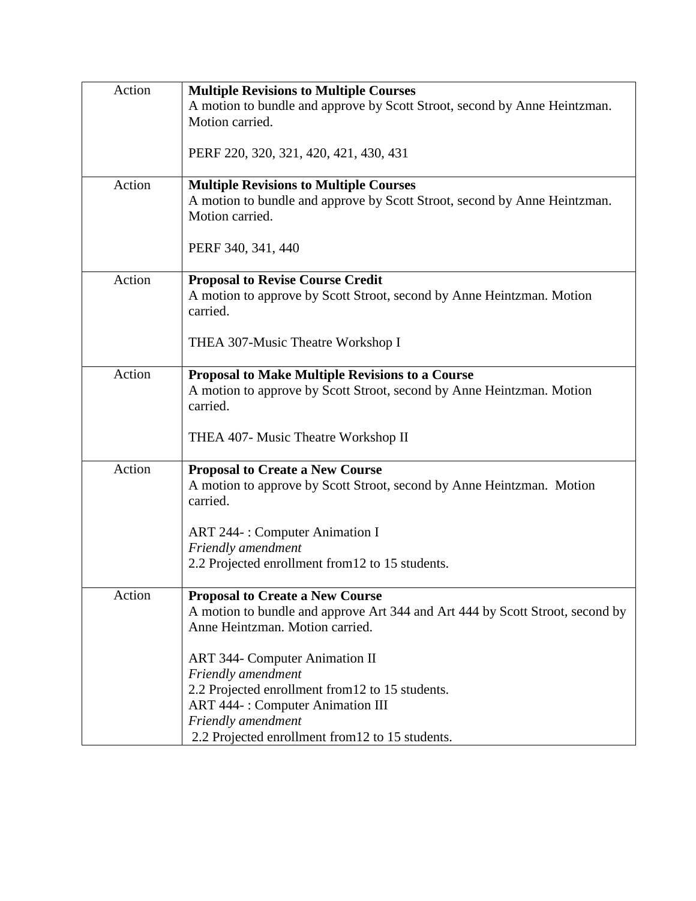| | |
|---|---|
| Action | **Multiple Revisions to Multiple Courses**<br>A motion to bundle and approve by Scott Stroot, second by Anne Heintzman. Motion carried.<br><br>PERF 220, 320, 321, 420, 421, 430, 431 |
| Action | **Multiple Revisions to Multiple Courses**<br>A motion to bundle and approve by Scott Stroot, second by Anne Heintzman. Motion carried.<br><br>PERF 340, 341, 440 |
| Action | **Proposal to Revise Course Credit**<br>A motion to approve by Scott Stroot, second by Anne Heintzman. Motion carried.<br><br>THEA 307-Music Theatre Workshop I |
| Action | **Proposal to Make Multiple Revisions to a Course**<br>A motion to approve by Scott Stroot, second by Anne Heintzman. Motion carried.<br><br>THEA 407- Music Theatre Workshop II |
| Action | **Proposal to Create a New Course**<br>A motion to approve by Scott Stroot, second by Anne Heintzman. Motion carried.<br><br>ART 244- : Computer Animation I<br>*Friendly amendment*<br>2.2 Projected enrollment from12 to 15 students. |
| Action | **Proposal to Create a New Course**<br>A motion to bundle and approve Art 344 and Art 444 by Scott Stroot, second by Anne Heintzman. Motion carried.<br><br>ART 344- Computer Animation II<br>*Friendly amendment*<br>2.2 Projected enrollment from12 to 15 students.<br>ART 444- : Computer Animation III<br>*Friendly amendment*<br>2.2 Projected enrollment from12 to 15 students. |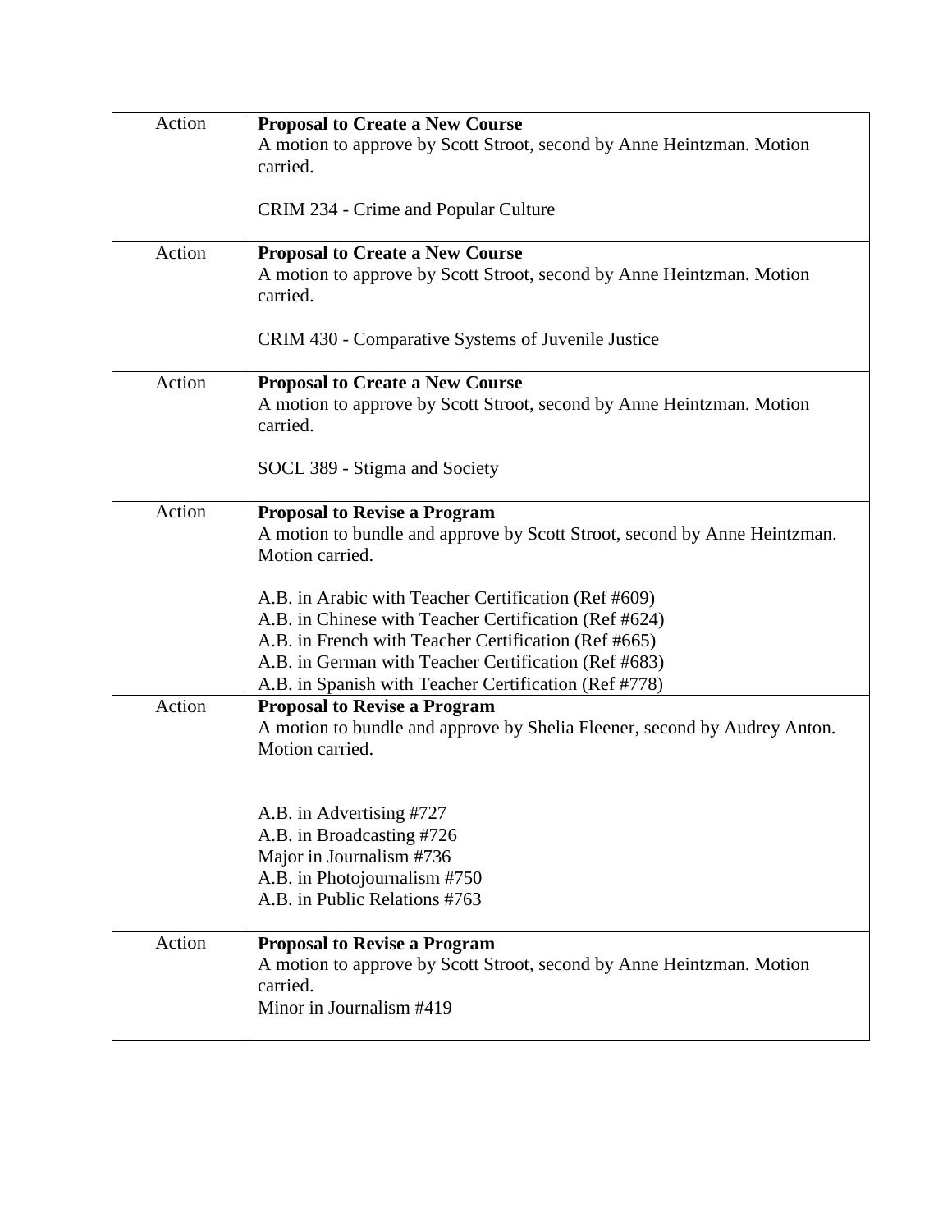| Action | **Proposal to Create a New Course**<br>A motion to approve by Scott Stroot, second by Anne Heintzman. Motion carried.<br><br>CRIM 234 - Crime and Popular Culture |
|---|---|
| Action | **Proposal to Create a New Course**<br>A motion to approve by Scott Stroot, second by Anne Heintzman. Motion carried.<br><br>CRIM 430 - Comparative Systems of Juvenile Justice |
| Action | **Proposal to Create a New Course**<br>A motion to approve by Scott Stroot, second by Anne Heintzman. Motion carried.<br><br>SOCL 389 - Stigma and Society |
| Action | **Proposal to Revise a Program**<br>A motion to bundle and approve by Scott Stroot, second by Anne Heintzman. Motion carried.<br><br>A.B. in Arabic with Teacher Certification (Ref #609)<br>A.B. in Chinese with Teacher Certification (Ref #624)<br>A.B. in French with Teacher Certification (Ref #665)<br>A.B. in German with Teacher Certification (Ref #683)<br>A.B. in Spanish with Teacher Certification (Ref #778) |
| Action | **Proposal to Revise a Program**<br>A motion to bundle and approve by Shelia Fleener, second by Audrey Anton. Motion carried.<br><br>A.B. in Advertising #727<br>A.B. in Broadcasting #726<br>Major in Journalism #736<br>A.B. in Photojournalism #750<br>A.B. in Public Relations #763 |
| Action | **Proposal to Revise a Program**<br>A motion to approve by Scott Stroot, second by Anne Heintzman. Motion carried.<br>Minor in Journalism #419 |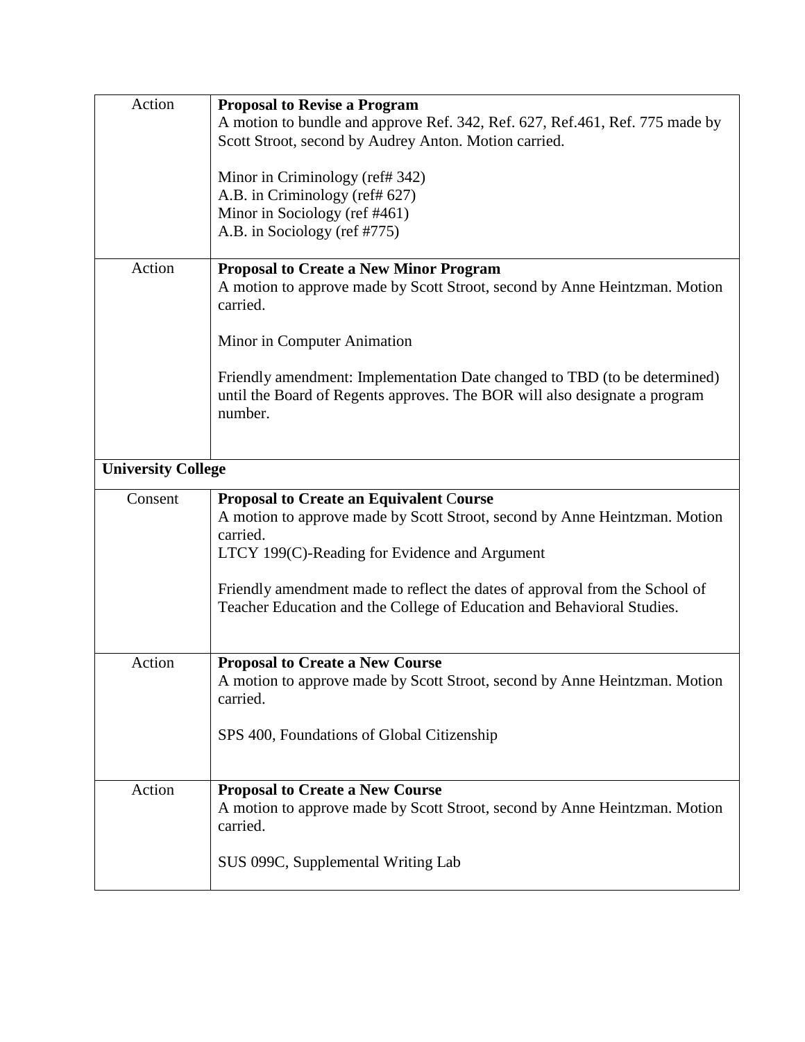| | |
|---|---|
| Action | **Proposal to Revise a Program**<br>A motion to bundle and approve Ref. 342, Ref. 627, Ref.461, Ref. 775 made by Scott Stroot, second by Audrey Anton. Motion carried.<br><br>Minor in Criminology (ref# 342)<br>A.B. in Criminology (ref# 627)<br>Minor in Sociology (ref #461)<br>A.B. in Sociology (ref #775) |
| Action | **Proposal to Create a New Minor Program**<br>A motion to approve made by Scott Stroot, second by Anne Heintzman. Motion carried.<br><br>Minor in Computer Animation<br><br>Friendly amendment: Implementation Date changed to TBD (to be determined) until the Board of Regents approves. The BOR will also designate a program number. |
| **University College** | |
| Consent | **Proposal to Create an Equivalent Course**<br>A motion to approve made by Scott Stroot, second by Anne Heintzman. Motion carried.<br>LTCY 199(C)-Reading for Evidence and Argument<br><br>Friendly amendment made to reflect the dates of approval from the School of Teacher Education and the College of Education and Behavioral Studies. |
| Action | **Proposal to Create a New Course**<br>A motion to approve made by Scott Stroot, second by Anne Heintzman. Motion carried.<br><br>SPS 400, Foundations of Global Citizenship |
| Action | **Proposal to Create a New Course**<br>A motion to approve made by Scott Stroot, second by Anne Heintzman. Motion carried.<br><br>SUS 099C, Supplemental Writing Lab |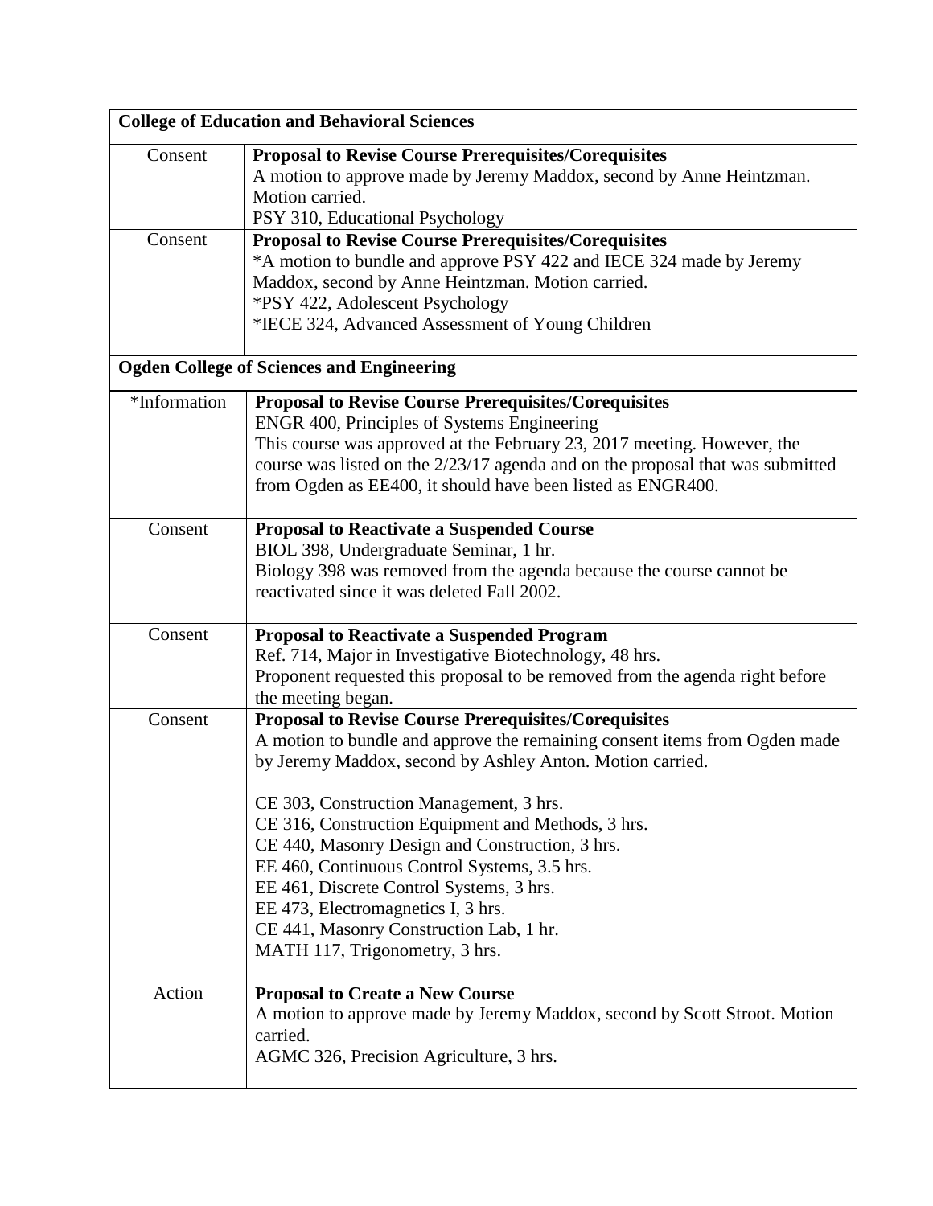| College of Education and Behavioral Sciences | |
|---|---|
| Consent | **Proposal to Revise Course Prerequisites/Corequisites**<br>A motion to approve made by Jeremy Maddox, second by Anne Heintzman. Motion carried.<br>PSY 310, Educational Psychology |
| Consent | **Proposal to Revise Course Prerequisites/Corequisites**<br>*A motion to bundle and approve PSY 422 and IECE 324 made by Jeremy Maddox, second by Anne Heintzman. Motion carried.<br>*PSY 422, Adolescent Psychology<br>*IECE 324, Advanced Assessment of Young Children |
| **Ogden College of Sciences and Engineering** | |
| *Information | **Proposal to Revise Course Prerequisites/Corequisites**<br>ENGR 400, Principles of Systems Engineering<br>This course was approved at the February 23, 2017 meeting. However, the course was listed on the 2/23/17 agenda and on the proposal that was submitted from Ogden as EE400, it should have been listed as ENGR400. |
| Consent | **Proposal to Reactivate a Suspended Course**<br>BIOL 398, Undergraduate Seminar, 1 hr.<br>Biology 398 was removed from the agenda because the course cannot be reactivated since it was deleted Fall 2002. |
| Consent | **Proposal to Reactivate a Suspended Program**<br>Ref. 714, Major in Investigative Biotechnology, 48 hrs.<br>Proponent requested this proposal to be removed from the agenda right before the meeting began. |
| Consent | **Proposal to Revise Course Prerequisites/Corequisites**<br>A motion to bundle and approve the remaining consent items from Ogden made by Jeremy Maddox, second by Ashley Anton. Motion carried.<br><br>CE 303, Construction Management, 3 hrs.<br>CE 316, Construction Equipment and Methods, 3 hrs.<br>CE 440, Masonry Design and Construction, 3 hrs.<br>EE 460, Continuous Control Systems, 3.5 hrs.<br>EE 461, Discrete Control Systems, 3 hrs.<br>EE 473, Electromagnetics I, 3 hrs.<br>CE 441, Masonry Construction Lab, 1 hr.<br>MATH 117, Trigonometry, 3 hrs. |
| Action | **Proposal to Create a New Course**<br>A motion to approve made by Jeremy Maddox, second by Scott Stroot. Motion carried.<br>AGMC 326, Precision Agriculture, 3 hrs. |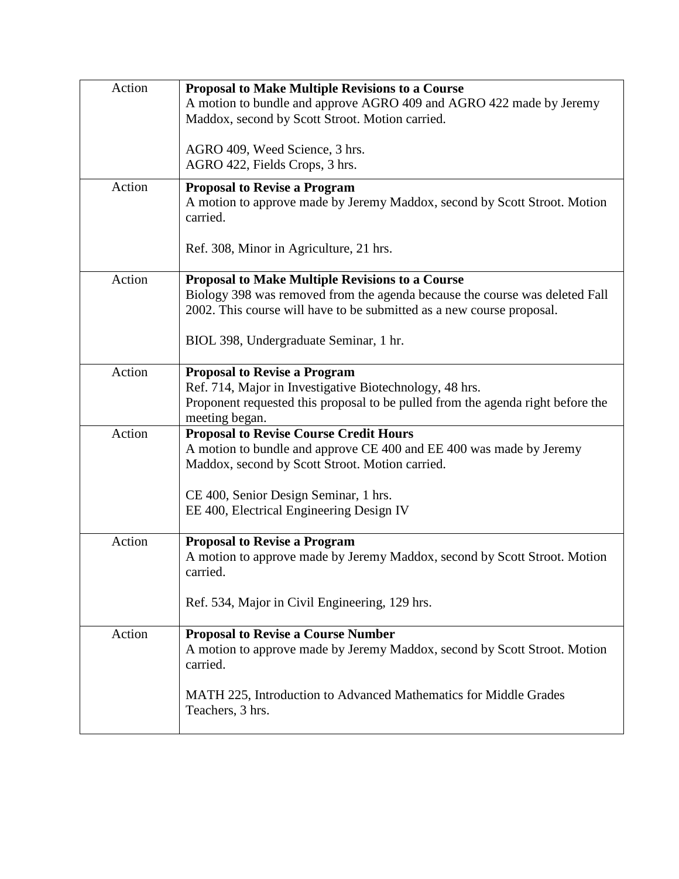| | |
|---|---|
| Action | **Proposal to Make Multiple Revisions to a Course**<br>A motion to bundle and approve AGRO 409 and AGRO 422 made by Jeremy Maddox, second by Scott Stroot. Motion carried.<br><br>AGRO 409, Weed Science, 3 hrs.<br>AGRO 422, Fields Crops, 3 hrs. |
| Action | **Proposal to Revise a Program**<br>A motion to approve made by Jeremy Maddox, second by Scott Stroot. Motion carried.<br><br>Ref. 308, Minor in Agriculture, 21 hrs. |
| Action | **Proposal to Make Multiple Revisions to a Course**<br>Biology 398 was removed from the agenda because the course was deleted Fall 2002. This course will have to be submitted as a new course proposal.<br><br>BIOL 398, Undergraduate Seminar, 1 hr. |
| Action | **Proposal to Revise a Program**<br>Ref. 714, Major in Investigative Biotechnology, 48 hrs.<br>Proponent requested this proposal to be pulled from the agenda right before the meeting began. |
| Action | **Proposal to Revise Course Credit Hours**<br>A motion to bundle and approve CE 400 and EE 400 was made by Jeremy Maddox, second by Scott Stroot. Motion carried.<br><br>CE 400, Senior Design Seminar, 1 hrs.<br>EE 400, Electrical Engineering Design IV |
| Action | **Proposal to Revise a Program**<br>A motion to approve made by Jeremy Maddox, second by Scott Stroot. Motion carried.<br><br>Ref. 534, Major in Civil Engineering, 129 hrs. |
| Action | **Proposal to Revise a Course Number**<br>A motion to approve made by Jeremy Maddox, second by Scott Stroot. Motion carried.<br><br>MATH 225, Introduction to Advanced Mathematics for Middle Grades Teachers, 3 hrs. |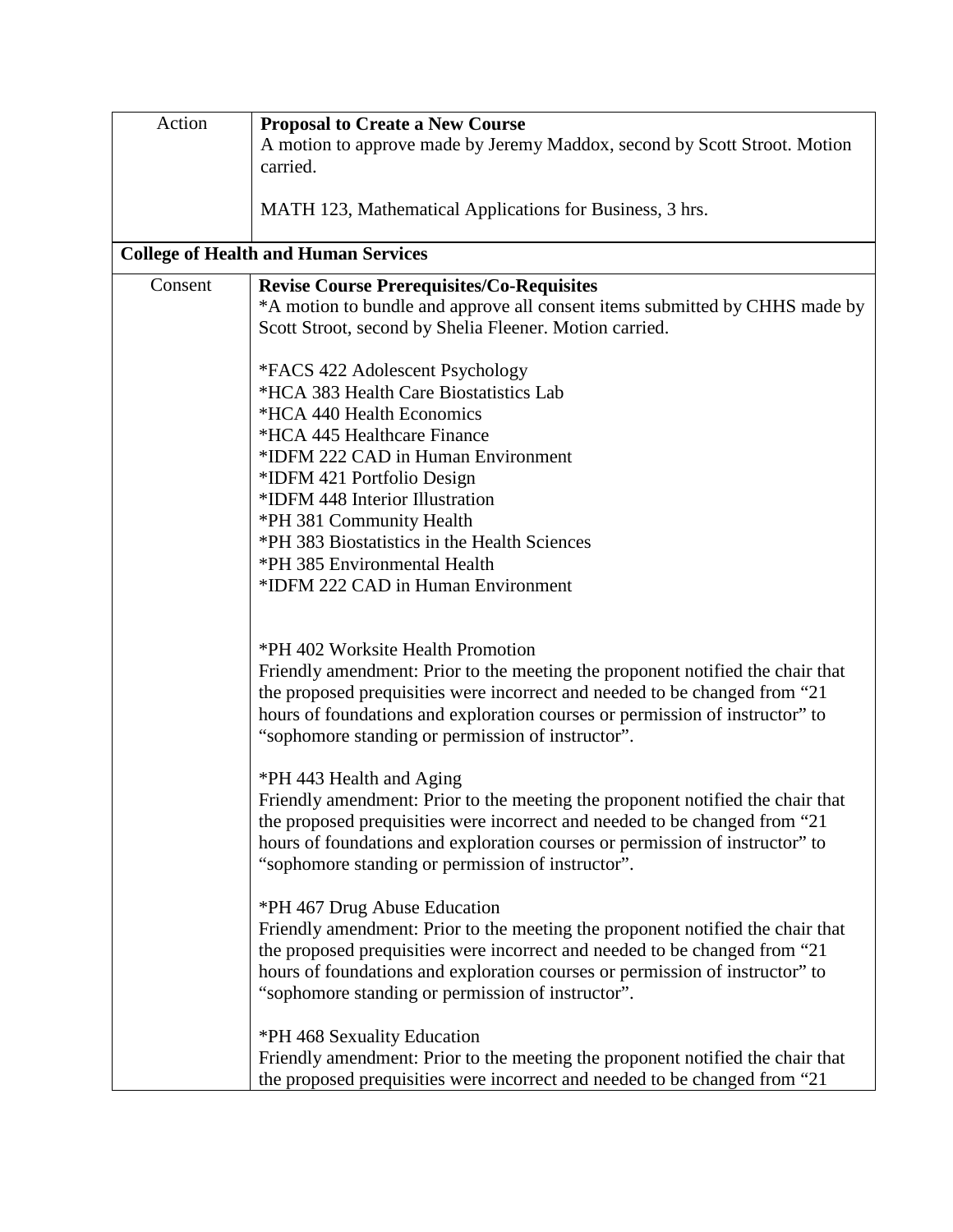| Action | **Proposal to Create a New Course**<br>A motion to approve made by Jeremy Maddox, second by Scott Stroot. Motion carried.<br><br>MATH 123, Mathematical Applications for Business, 3 hrs. |
|---|---|
| **College of Health and Human Services** | |
| Consent | **Revise Course Prerequisites/Co-Requisites**<br>*A motion to bundle and approve all consent items submitted by CHHS made by Scott Stroot, second by Shelia Fleener. Motion carried.<br><br>*FACS 422 Adolescent Psychology<br>*HCA 383 Health Care Biostatistics Lab<br>*HCA 440 Health Economics<br>*HCA 445 Healthcare Finance<br>*IDFM 222 CAD in Human Environment<br>*IDFM 421 Portfolio Design<br>*IDFM 448 Interior Illustration<br>*PH 381 Community Health<br>*PH 383 Biostatistics in the Health Sciences<br>*PH 385 Environmental Health<br>*IDFM 222 CAD in Human Environment<br><br><br>*PH 402 Worksite Health Promotion<br>Friendly amendment: Prior to the meeting the proponent notified the chair that the proposed prequisities were incorrect and needed to be changed from "21 hours of foundations and exploration courses or permission of instructor" to "sophomore standing or permission of instructor".<br><br>*PH 443 Health and Aging<br>Friendly amendment: Prior to the meeting the proponent notified the chair that the proposed prequisities were incorrect and needed to be changed from "21 hours of foundations and exploration courses or permission of instructor" to "sophomore standing or permission of instructor".<br><br>*PH 467 Drug Abuse Education<br>Friendly amendment: Prior to the meeting the proponent notified the chair that the proposed prequisities were incorrect and needed to be changed from "21 hours of foundations and exploration courses or permission of instructor" to "sophomore standing or permission of instructor".<br><br>*PH 468 Sexuality Education<br>Friendly amendment: Prior to the meeting the proponent notified the chair that the proposed prequisities were incorrect and needed to be changed from "21 |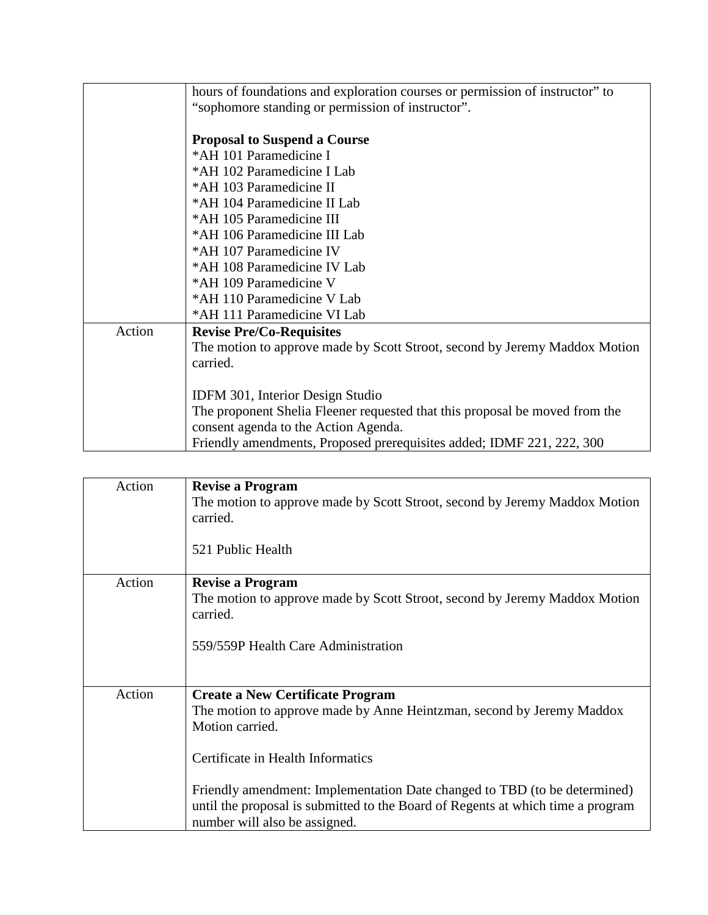| | |
|---|---|
| | hours of foundations and exploration courses or permission of instructor" to "sophomore standing or permission of instructor".<br><br>**Proposal to Suspend a Course**<br>*AH 101 Paramedicine I<br>*AH 102 Paramedicine I Lab<br>*AH 103 Paramedicine II<br>*AH 104 Paramedicine II Lab<br>*AH 105 Paramedicine III<br>*AH 106 Paramedicine III Lab<br>*AH 107 Paramedicine IV<br>*AH 108 Paramedicine IV Lab<br>*AH 109 Paramedicine V<br>*AH 110 Paramedicine V Lab<br>*AH 111 Paramedicine VI Lab |
| Action | **Revise Pre/Co-Requisites**<br>The motion to approve made by Scott Stroot, second by Jeremy Maddox Motion carried.<br><br>IDFM 301, Interior Design Studio<br>The proponent Shelia Fleener requested that this proposal be moved from the consent agenda to the Action Agenda.<br>Friendly amendments, Proposed prerequisites added; IDMF 221, 222, 300 |

| | |
|---|---|
| Action | **Revise a Program**<br>The motion to approve made by Scott Stroot, second by Jeremy Maddox Motion carried.<br><br>521 Public Health |
| Action | **Revise a Program**<br>The motion to approve made by Scott Stroot, second by Jeremy Maddox Motion carried.<br><br>559/559P Health Care Administration |
| Action | **Create a New Certificate Program**<br>The motion to approve made by Anne Heintzman, second by Jeremy Maddox Motion carried.<br><br>Certificate in Health Informatics<br><br>Friendly amendment: Implementation Date changed to TBD (to be determined) until the proposal is submitted to the Board of Regents at which time a program number will also be assigned. |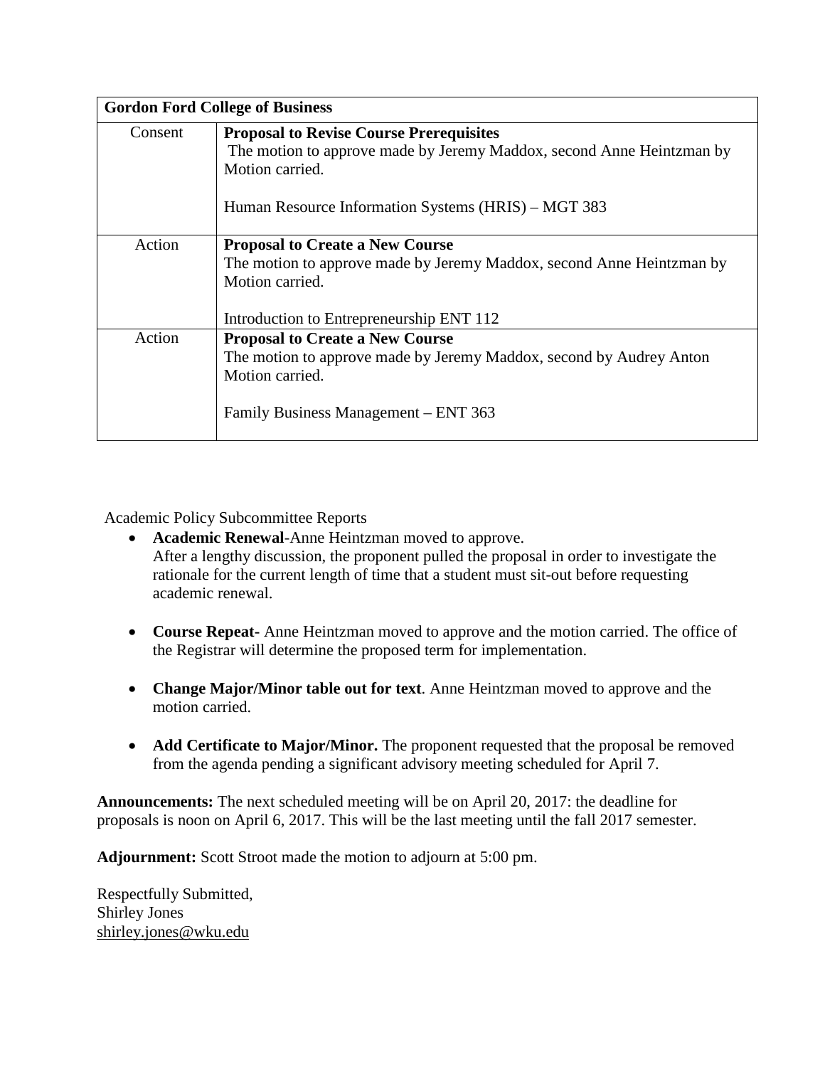| Gordon Ford College of Business | |
|---|---|
| Consent | **Proposal to Revise Course Prerequisites** The motion to approve made by Jeremy Maddox, second Anne Heintzman by Motion carried. Human Resource Information Systems (HRIS) – MGT 383 |
| Action | **Proposal to Create a New Course** The motion to approve made by Jeremy Maddox, second Anne Heintzman by Motion carried. Introduction to Entrepreneurship ENT 112 |
| Action | **Proposal to Create a New Course** The motion to approve made by Jeremy Maddox, second by Audrey Anton Motion carried. Family Business Management – ENT 363 |

Academic Policy Subcommittee Reports

- **Academic Renewal**-Anne Heintzman moved to approve. After a lengthy discussion, the proponent pulled the proposal in order to investigate the rationale for the current length of time that a student must sit-out before requesting academic renewal.
- **Course Repeat**- Anne Heintzman moved to approve and the motion carried. The office of the Registrar will determine the proposed term for implementation.
- **Change Major/Minor table out for text**. Anne Heintzman moved to approve and the motion carried.
- **Add Certificate to Major/Minor.** The proponent requested that the proposal be removed from the agenda pending a significant advisory meeting scheduled for April 7.

**Announcements:** The next scheduled meeting will be on April 20, 2017: the deadline for proposals is noon on April 6, 2017. This will be the last meeting until the fall 2017 semester.

**Adjournment:** Scott Stroot made the motion to adjourn at 5:00 pm.

Respectfully Submitted,
Shirley Jones
shirley.jones@wku.edu